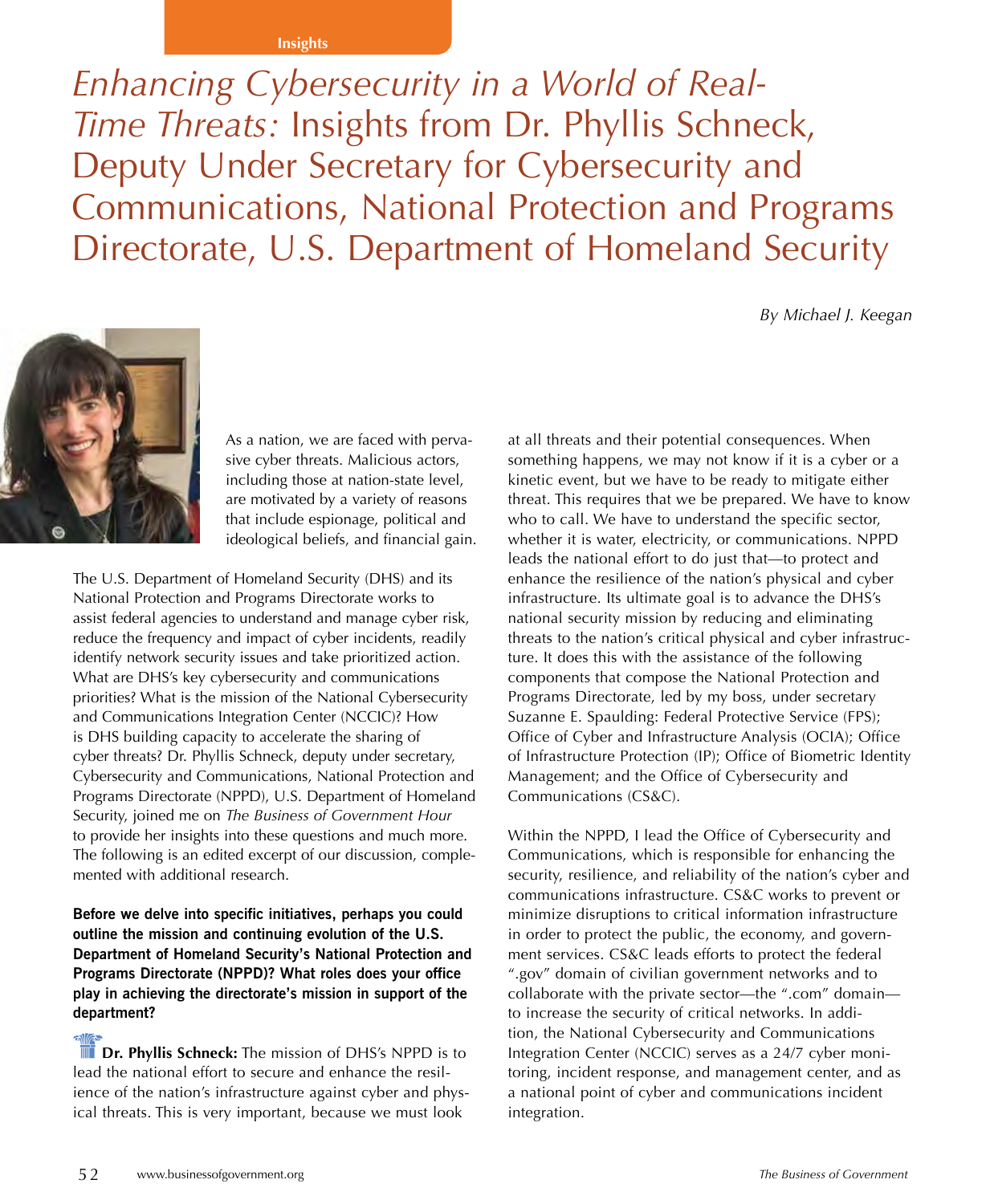Insights

# *Enhancing Cybersecurity in a World of Real-Time Threats:* Insights from Dr. Phyllis Schneck, Deputy Under Secretary for Cybersecurity and Communications, National Protection and Programs Directorate, U.S. Department of Homeland Security

*By Michael J. Keegan*

As a nation, we are faced with pervasive cyber threats. Malicious actors, including those at nation-state level, are motivated by a variety of reasons that include espionage, political and ideological beliefs, and financial gain.

The U.S. Department of Homeland Security (DHS) and its National Protection and Programs Directorate works to assist federal agencies to understand and manage cyber risk, reduce the frequency and impact of cyber incidents, readily identify network security issues and take prioritized action. What are DHS's key cybersecurity and communications priorities? What is the mission of the National Cybersecurity and Communications Integration Center (NCCIC)? How is DHS building capacity to accelerate the sharing of cyber threats? Dr. Phyllis Schneck, deputy under secretary, Cybersecurity and Communications, National Protection and Programs Directorate (NPPD), U.S. Department of Homeland Security, joined me on *The Business of Government Hour* to provide her insights into these questions and much more. The following is an edited excerpt of our discussion, complemented with additional research.

**Before we delve into specific initiatives, perhaps you could outline the mission and continuing evolution of the U.S. Department of Homeland Security's National Protection and Programs Directorate (NPPD)? What roles does your office play in achieving the directorate's mission in support of the department?**

**Dr. Phyllis Schneck:** The mission of DHS's NPPD is to lead the national effort to secure and enhance the resilience of the nation's infrastructure against cyber and physical threats. This is very important, because we must look at all threats and their potential consequences. When something happens, we may not know if it is a cyber or a kinetic event, but we have to be ready to mitigate either threat. This requires that we be prepared. We have to know who to call. We have to understand the specific sector, whether it is water, electricity, or communications. NPPD leads the national effort to do just that—to protect and enhance the resilience of the nation's physical and cyber infrastructure. Its ultimate goal is to advance the DHS's national security mission by reducing and eliminating threats to the nation's critical physical and cyber infrastructure. It does this with the assistance of the following components that compose the National Protection and Programs Directorate, led by my boss, under secretary Suzanne E. Spaulding: Federal Protective Service (FPS); Office of Cyber and Infrastructure Analysis (OCIA); Office of Infrastructure Protection (IP); Office of Biometric Identity Management; and the Office of Cybersecurity and Communications (CS&C).

Within the NPPD, I lead the Office of Cybersecurity and Communications, which is responsible for enhancing the security, resilience, and reliability of the nation's cyber and communications infrastructure. CS&C works to prevent or minimize disruptions to critical information infrastructure in order to protect the public, the economy, and government services. CS&C leads efforts to protect the federal ".gov" domain of civilian government networks and to collaborate with the private sector—the ".com" domain—to increase the security of critical networks. In addition, the National Cybersecurity and Communications Integration Center (NCCIC) serves as a 24/7 cyber monitoring, incident response, and management center, and as a national point of cyber and communications incident integration.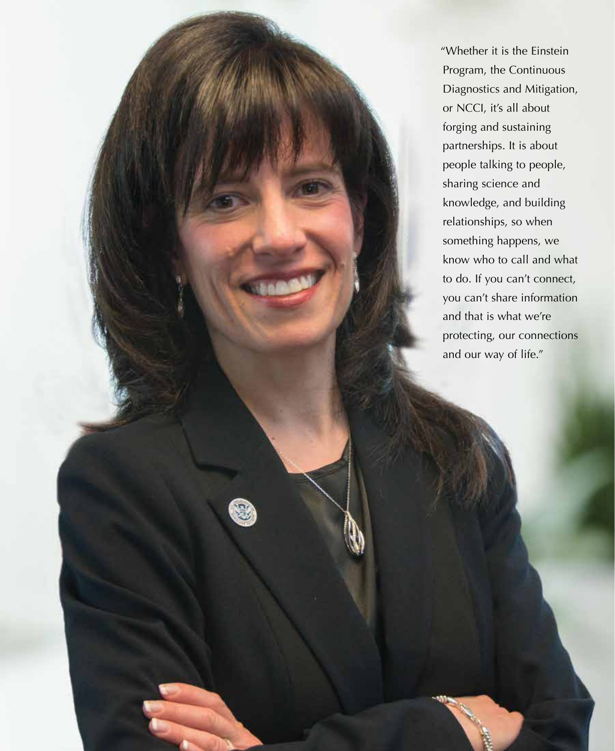"Whether it is the Einstein Program, the Continuous Diagnostics and Mitigation, or NCCI, it's all about forging and sustaining partnerships. It is about people talking to people, sharing science and knowledge, and building relationships, so when something happens, we know who to call and what to do. If you can't connect, you can't share information and that is what we're protecting, our connections and our way of life."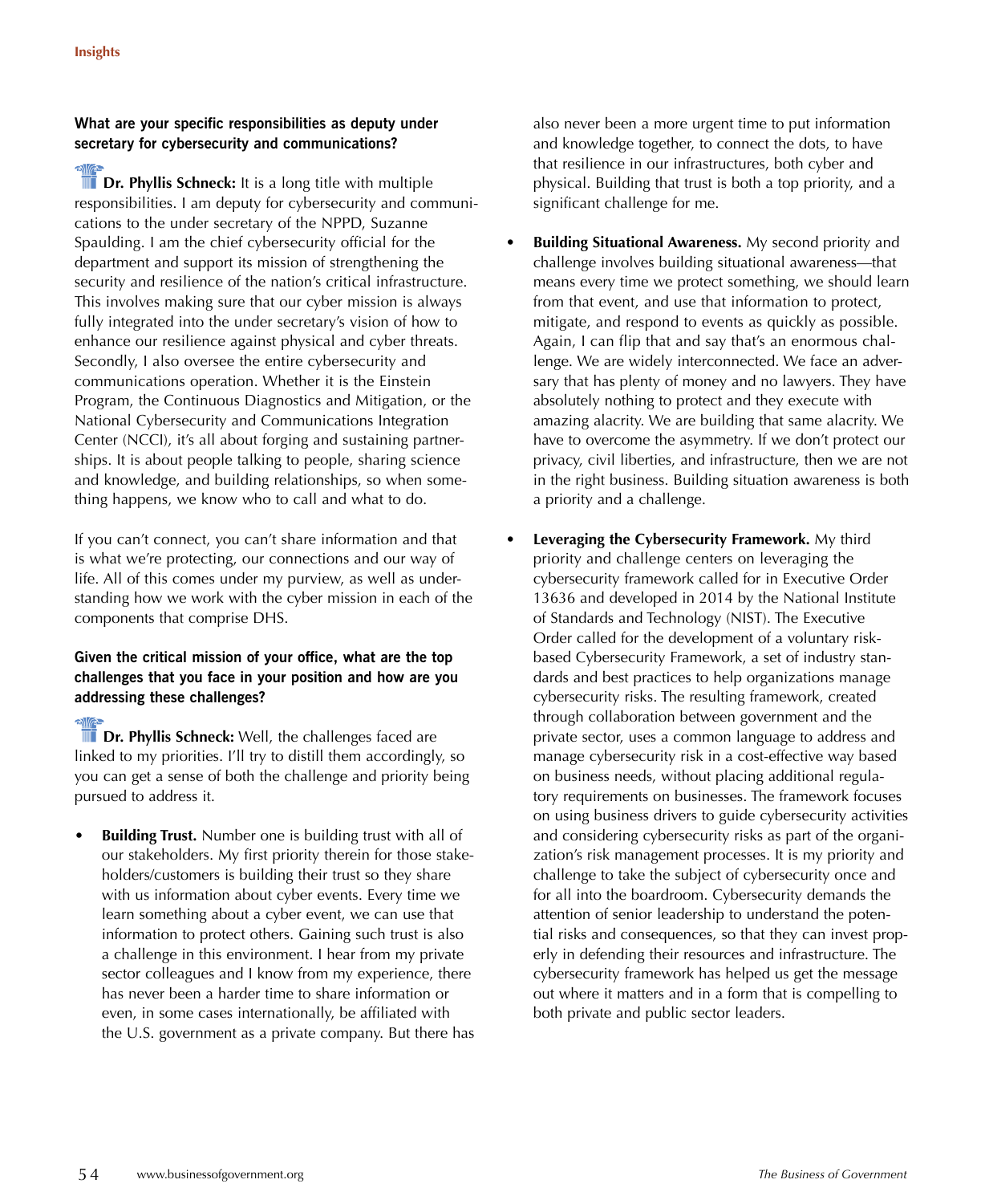**What are your specific responsibilities as deputy under secretary for cybersecurity and communications?**

**Dr. Phyllis Schneck:** It is a long title with multiple responsibilities. I am deputy for cybersecurity and communications to the under secretary of the NPPD, Suzanne Spaulding. I am the chief cybersecurity official for the department and support its mission of strengthening the security and resilience of the nation's critical infrastructure. This involves making sure that our cyber mission is always fully integrated into the under secretary's vision of how to enhance our resilience against physical and cyber threats. Secondly, I also oversee the entire cybersecurity and communications operation. Whether it is the Einstein Program, the Continuous Diagnostics and Mitigation, or the National Cybersecurity and Communications Integration Center (NCCI), it's all about forging and sustaining partnerships. It is about people talking to people, sharing science and knowledge, and building relationships, so when something happens, we know who to call and what to do.

If you can't connect, you can't share information and that is what we're protecting, our connections and our way of life. All of this comes under my purview, as well as understanding how we work with the cyber mission in each of the components that comprise DHS.

**Given the critical mission of your office, what are the top challenges that you face in your position and how are you addressing these challenges?**

**Dr. Phyllis Schneck:** Well, the challenges faced are linked to my priorities. I'll try to distill them accordingly, so you can get a sense of both the challenge and priority being pursued to address it.

- **Building Trust.** Number one is building trust with all of our stakeholders. My first priority therein for those stakeholders/customers is building their trust so they share with us information about cyber events. Every time we learn something about a cyber event, we can use that information to protect others. Gaining such trust is also a challenge in this environment. I hear from my private sector colleagues and I know from my experience, there has never been a harder time to share information or even, in some cases internationally, be affiliated with the U.S. government as a private company. But there has also never been a more urgent time to put information and knowledge together, to connect the dots, to have that resilience in our infrastructures, both cyber and physical. Building that trust is both a top priority, and a significant challenge for me.

- **Building Situational Awareness.** My second priority and challenge involves building situational awareness—that means every time we protect something, we should learn from that event, and use that information to protect, mitigate, and respond to events as quickly as possible. Again, I can flip that and say that's an enormous challenge. We are widely interconnected. We face an adversary that has plenty of money and no lawyers. They have absolutely nothing to protect and they execute with amazing alacrity. We are building that same alacrity. We have to overcome the asymmetry. If we don't protect our privacy, civil liberties, and infrastructure, then we are not in the right business. Building situation awareness is both a priority and a challenge.

- **Leveraging the Cybersecurity Framework.** My third priority and challenge centers on leveraging the cybersecurity framework called for in Executive Order 13636 and developed in 2014 by the National Institute of Standards and Technology (NIST). The Executive Order called for the development of a voluntary risk-based Cybersecurity Framework, a set of industry standards and best practices to help organizations manage cybersecurity risks. The resulting framework, created through collaboration between government and the private sector, uses a common language to address and manage cybersecurity risk in a cost-effective way based on business needs, without placing additional regulatory requirements on businesses. The framework focuses on using business drivers to guide cybersecurity activities and considering cybersecurity risks as part of the organization's risk management processes. It is my priority and challenge to take the subject of cybersecurity once and for all into the boardroom. Cybersecurity demands the attention of senior leadership to understand the potential risks and consequences, so that they can invest properly in defending their resources and infrastructure. The cybersecurity framework has helped us get the message out where it matters and in a form that is compelling to both private and public sector leaders.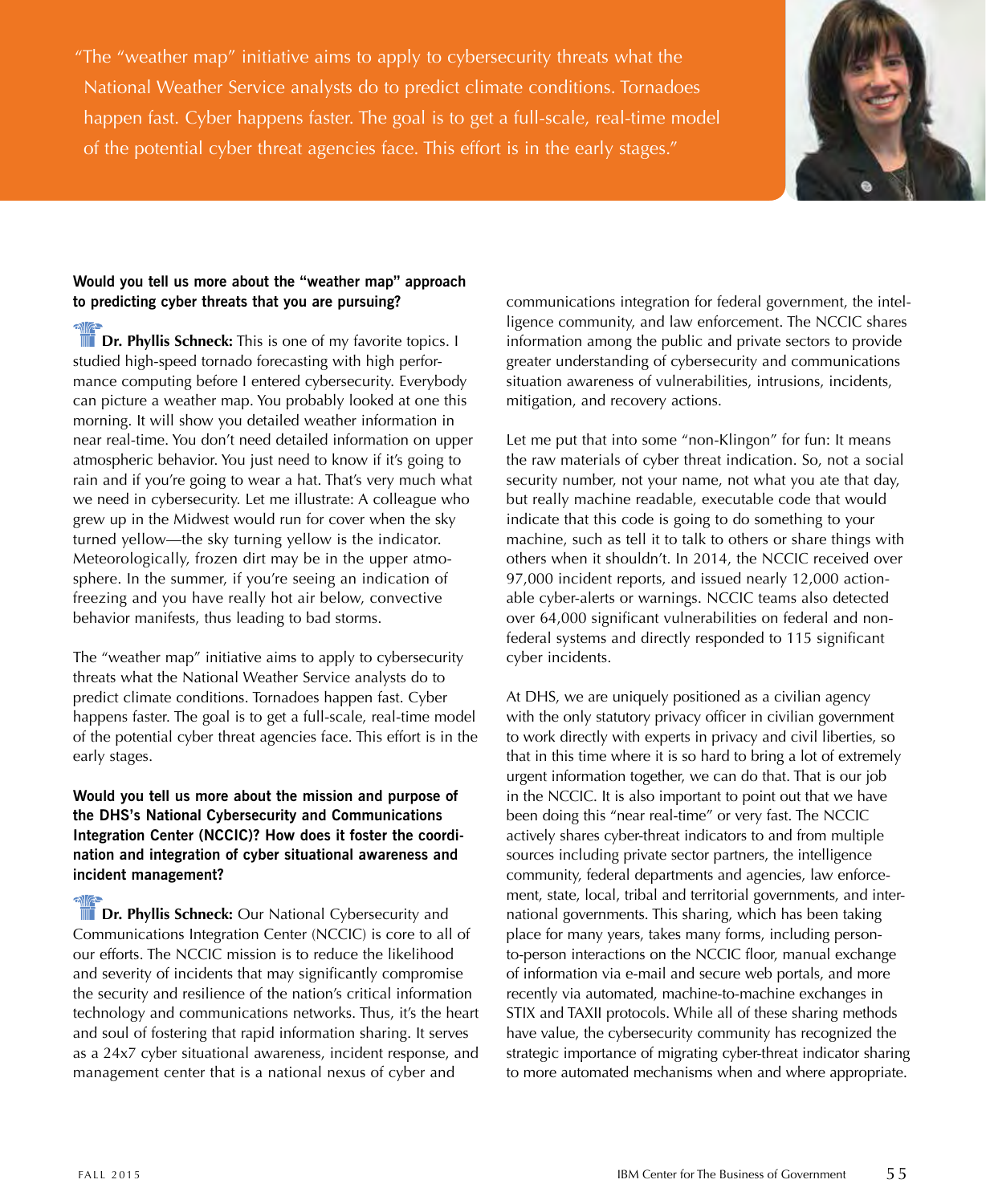"The "weather map" initiative aims to apply to cybersecurity threats what the National Weather Service analysts do to predict climate conditions. Tornadoes happen fast. Cyber happens faster. The goal is to get a full-scale, real-time model of the potential cyber threat agencies face. This effort is in the early stages."

**Would you tell us more about the "weather map" approach to predicting cyber threats that you are pursuing?**

**Dr. Phyllis Schneck:** This is one of my favorite topics. I studied high-speed tornado forecasting with high performance computing before I entered cybersecurity. Everybody can picture a weather map. You probably looked at one this morning. It will show you detailed weather information in near real-time. You don't need detailed information on upper atmospheric behavior. You just need to know if it's going to rain and if you're going to wear a hat. That's very much what we need in cybersecurity. Let me illustrate: A colleague who grew up in the Midwest would run for cover when the sky turned yellow—the sky turning yellow is the indicator. Meteorologically, frozen dirt may be in the upper atmosphere. In the summer, if you're seeing an indication of freezing and you have really hot air below, convective behavior manifests, thus leading to bad storms.

The "weather map" initiative aims to apply to cybersecurity threats what the National Weather Service analysts do to predict climate conditions. Tornadoes happen fast. Cyber happens faster. The goal is to get a full-scale, real-time model of the potential cyber threat agencies face. This effort is in the early stages.

**Would you tell us more about the mission and purpose of the DHS's National Cybersecurity and Communications Integration Center (NCCIC)? How does it foster the coordination and integration of cyber situational awareness and incident management?**

**Dr. Phyllis Schneck:** Our National Cybersecurity and Communications Integration Center (NCCIC) is core to all of our efforts. The NCCIC mission is to reduce the likelihood and severity of incidents that may significantly compromise the security and resilience of the nation's critical information technology and communications networks. Thus, it's the heart and soul of fostering that rapid information sharing. It serves as a 24x7 cyber situational awareness, incident response, and management center that is a national nexus of cyber and communications integration for federal government, the intelligence community, and law enforcement. The NCCIC shares information among the public and private sectors to provide greater understanding of cybersecurity and communications situation awareness of vulnerabilities, intrusions, incidents, mitigation, and recovery actions.

Let me put that into some "non-Klingon" for fun: It means the raw materials of cyber threat indication. So, not a social security number, not your name, not what you ate that day, but really machine readable, executable code that would indicate that this code is going to do something to your machine, such as tell it to talk to others or share things with others when it shouldn't. In 2014, the NCCIC received over 97,000 incident reports, and issued nearly 12,000 actionable cyber-alerts or warnings. NCCIC teams also detected over 64,000 significant vulnerabilities on federal and non-federal systems and directly responded to 115 significant cyber incidents.

At DHS, we are uniquely positioned as a civilian agency with the only statutory privacy officer in civilian government to work directly with experts in privacy and civil liberties, so that in this time where it is so hard to bring a lot of extremely urgent information together, we can do that. That is our job in the NCCIC. It is also important to point out that we have been doing this "near real-time" or very fast. The NCCIC actively shares cyber-threat indicators to and from multiple sources including private sector partners, the intelligence community, federal departments and agencies, law enforcement, state, local, tribal and territorial governments, and international governments. This sharing, which has been taking place for many years, takes many forms, including person-to-person interactions on the NCCIC floor, manual exchange of information via e-mail and secure web portals, and more recently via automated, machine-to-machine exchanges in STIX and TAXII protocols. While all of these sharing methods have value, the cybersecurity community has recognized the strategic importance of migrating cyber-threat indicator sharing to more automated mechanisms when and where appropriate.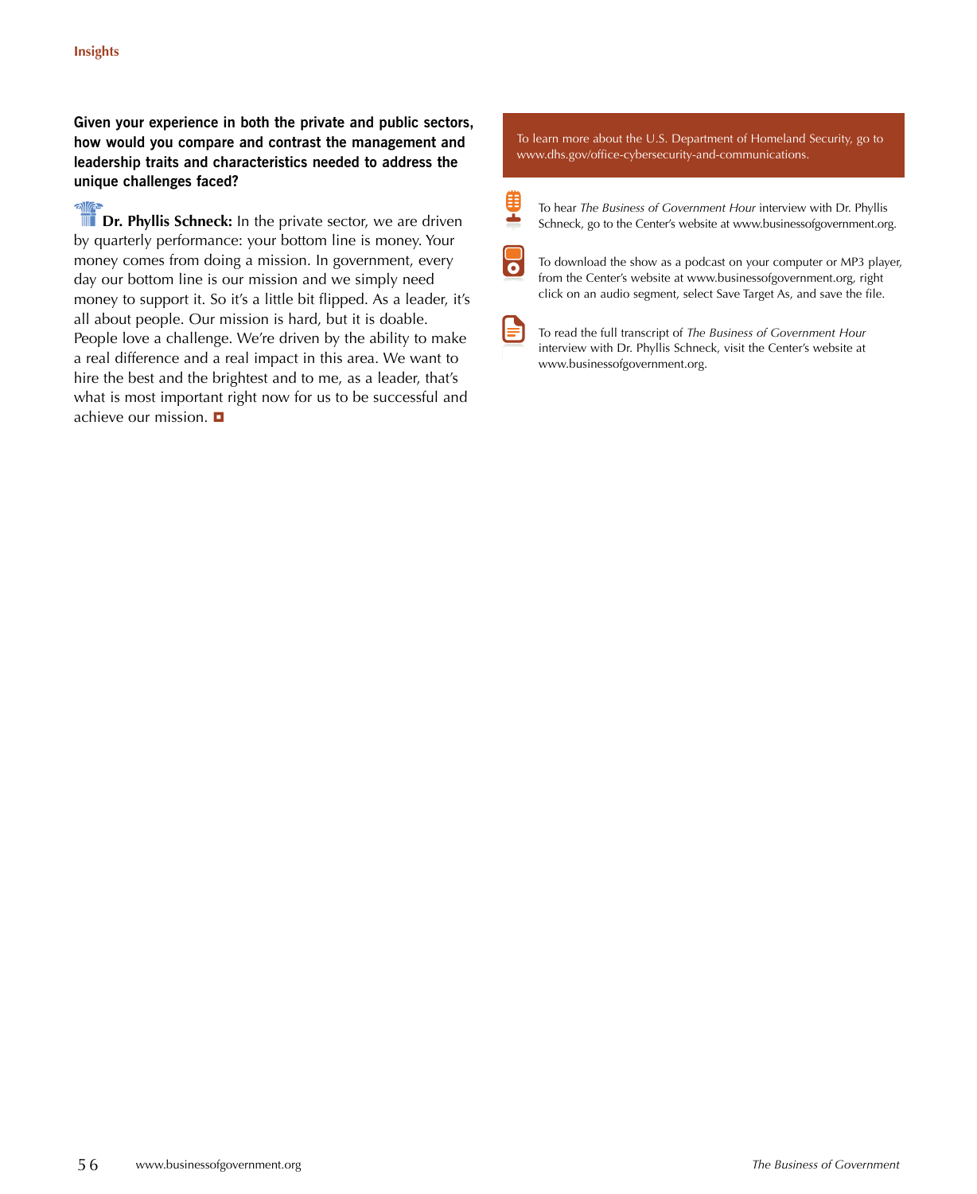**Given your experience in both the private and public sectors, how would you compare and contrast the management and leadership traits and characteristics needed to address the unique challenges faced?**

**Dr. Phyllis Schneck:** In the private sector, we are driven by quarterly performance: your bottom line is money. Your money comes from doing a mission. In government, every day our bottom line is our mission and we simply need money to support it. So it's a little bit flipped. As a leader, it's all about people. Our mission is hard, but it is doable. People love a challenge. We're driven by the ability to make a real difference and a real impact in this area. We want to hire the best and the brightest and to me, as a leader, that's what is most important right now for us to be successful and achieve our mission. ■

To learn more about the U.S. Department of Homeland Security, go to www.dhs.gov/office-cybersecurity-and-communications.

To hear *The Business of Government Hour* interview with Dr. Phyllis Schneck, go to the Center's website at www.businessofgovernment.org.

To download the show as a podcast on your computer or MP3 player, from the Center's website at www.businessofgovernment.org, right click on an audio segment, select Save Target As, and save the file.

To read the full transcript of *The Business of Government Hour* interview with Dr. Phyllis Schneck, visit the Center's website at www.businessofgovernment.org.